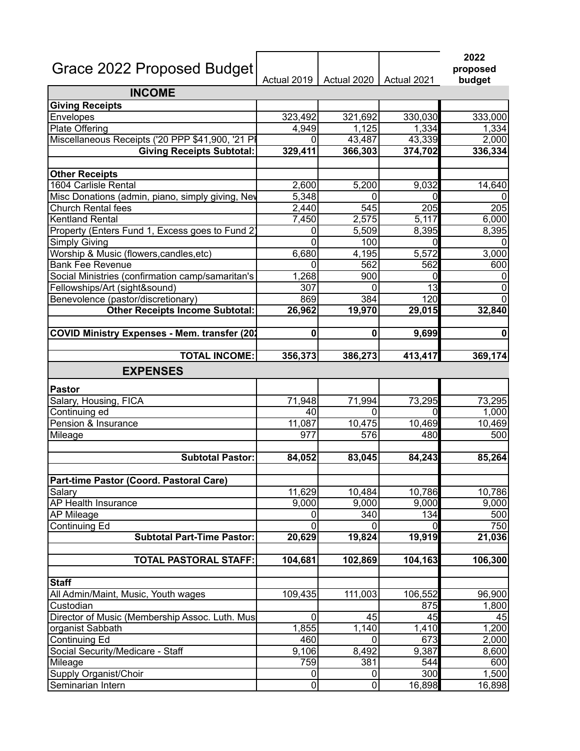| Grace 2022 Proposed Budget | Actual 2019 | Actual 2020 | Actual 2021 | 2022 proposed budget |
|---|---|---|---|---|
| **INCOME** | | | | |
| **Giving Receipts** | | | | |
| Envelopes | 323,492 | 321,692 | 330,030 | 333,000 |
| Plate Offering | 4,949 | 1,125 | 1,334 | 1,334 |
| Miscellaneous Receipts ('20 PPP $41,900, '21 PI | 0 | 43,487 | 43,339 | 2,000 |
| **Giving Receipts Subtotal:** | **329,411** | **366,303** | **374,702** | **336,334** |
| | | | | |
| **Other Receipts** | | | | |
| 1604 Carlisle Rental | 2,600 | 5,200 | 9,032 | 14,640 |
| Misc Donations (admin, piano, simply giving, Nev | 5,348 | 0 | 0 | 0 |
| Church Rental fees | 2,440 | 545 | 205 | 205 |
| Kentland Rental | 7,450 | 2,575 | 5,117 | 6,000 |
| Property (Enters Fund 1, Excess goes to Fund 2) | 0 | 5,509 | 8,395 | 8,395 |
| Simply Giving | 0 | 100 | 0 | 0 |
| Worship & Music (flowers,candles,etc) | 6,680 | 4,195 | 5,572 | 3,000 |
| Bank Fee Revenue | 0 | 562 | 562 | 600 |
| Social Ministries (confirmation camp/samaritan's | 1,268 | 900 | 0 | 0 |
| Fellowships/Art (sight&sound) | 307 | 0 | 13 | 0 |
| Benevolence (pastor/discretionary) | 869 | 384 | 120 | 0 |
| **Other Receipts Income Subtotal:** | **26,962** | **19,970** | **29,015** | **32,840** |
| | | | | |
| **COVID Ministry Expenses - Mem. transfer (20** | **0** | **0** | **9,699** | **0** |
| | | | | |
| **TOTAL INCOME:** | **356,373** | **386,273** | **413,417** | **369,174** |
| **EXPENSES** | | | | |
| **Pastor** | | | | |
| Salary, Housing, FICA | 71,948 | 71,994 | 73,295 | 73,295 |
| Continuing ed | 40 | 0 | 0 | 1,000 |
| Pension & Insurance | 11,087 | 10,475 | 10,469 | 10,469 |
| Mileage | 977 | 576 | 480 | 500 |
| | | | | |
| **Subtotal Pastor:** | **84,052** | **83,045** | **84,243** | **85,264** |
| | | | | |
| **Part-time Pastor (Coord. Pastoral Care)** | | | | |
| Salary | 11,629 | 10,484 | 10,786 | 10,786 |
| AP Health Insurance | 9,000 | 9,000 | 9,000 | 9,000 |
| AP Mileage | 0 | 340 | 134 | 500 |
| Continuing Ed | 0 | 0 | 0 | 750 |
| **Subtotal Part-Time Pastor:** | **20,629** | **19,824** | **19,919** | **21,036** |
| | | | | |
| **TOTAL PASTORAL STAFF:** | **104,681** | **102,869** | **104,163** | **106,300** |
| | | | | |
| **Staff** | | | | |
| All Admin/Maint, Music, Youth wages | 109,435 | 111,003 | 106,552 | 96,900 |
| Custodian | | | 875 | 1,800 |
| Director of Music (Membership Assoc. Luth. Mus | 0 | 45 | 45 | 45 |
| organist Sabbath | 1,855 | 1,140 | 1,410 | 1,200 |
| Continuing Ed | 460 | 0 | 673 | 2,000 |
| Social Security/Medicare - Staff | 9,106 | 8,492 | 9,387 | 8,600 |
| Mileage | 759 | 381 | 544 | 600 |
| Supply Organist/Choir | 0 | 0 | 300 | 1,500 |
| Seminarian Intern | 0 | 0 | 16,898 | 16,898 |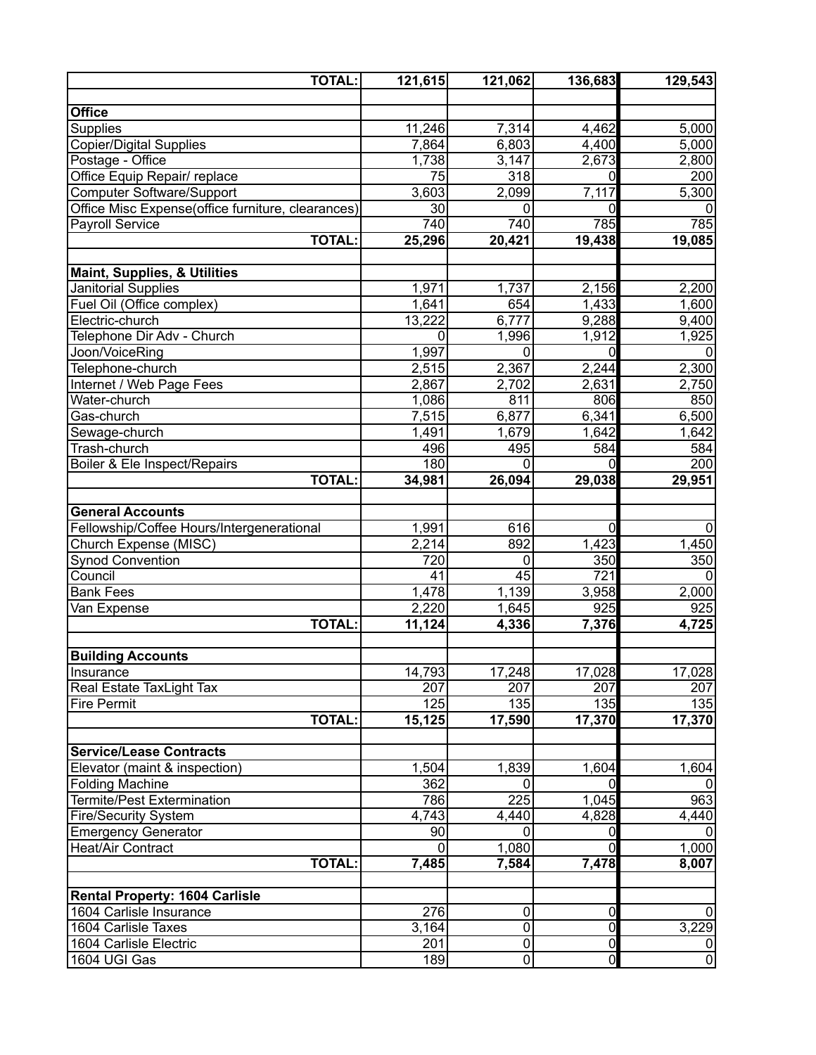| | | | | |
|---|---|---|---|---|
| **TOTAL:** | **121,615** | **121,062** | **136,683** | **129,543** |
| | | | | |
| **Office** | | | | |
| Supplies | 11,246 | 7,314 | 4,462 | 5,000 |
| Copier/Digital Supplies | 7,864 | 6,803 | 4,400 | 5,000 |
| Postage - Office | 1,738 | 3,147 | 2,673 | 2,800 |
| Office Equip Repair/ replace | 75 | 318 | 0 | 200 |
| Computer Software/Support | 3,603 | 2,099 | 7,117 | 5,300 |
| Office Misc Expense(office furniture, clearances) | 30 | 0 | 0 | 0 |
| Payroll Service | 740 | 740 | 785 | 785 |
| **TOTAL:** | **25,296** | **20,421** | **19,438** | **19,085** |
| | | | | |
| **Maint, Supplies, & Utilities** | | | | |
| Janitorial Supplies | 1,971 | 1,737 | 2,156 | 2,200 |
| Fuel Oil (Office complex) | 1,641 | 654 | 1,433 | 1,600 |
| Electric-church | 13,222 | 6,777 | 9,288 | 9,400 |
| Telephone Dir Adv - Church | 0 | 1,996 | 1,912 | 1,925 |
| Joon/VoiceRing | 1,997 | 0 | 0 | 0 |
| Telephone-church | 2,515 | 2,367 | 2,244 | 2,300 |
| Internet / Web Page Fees | 2,867 | 2,702 | 2,631 | 2,750 |
| Water-church | 1,086 | 811 | 806 | 850 |
| Gas-church | 7,515 | 6,877 | 6,341 | 6,500 |
| Sewage-church | 1,491 | 1,679 | 1,642 | 1,642 |
| Trash-church | 496 | 495 | 584 | 584 |
| Boiler & Ele Inspect/Repairs | 180 | 0 | 0 | 200 |
| **TOTAL:** | **34,981** | **26,094** | **29,038** | **29,951** |
| | | | | |
| **General Accounts** | | | | |
| Fellowship/Coffee Hours/Intergenerational | 1,991 | 616 | 0 | 0 |
| Church Expense (MISC) | 2,214 | 892 | 1,423 | 1,450 |
| Synod Convention | 720 | 0 | 350 | 350 |
| Council | 41 | 45 | 721 | 0 |
| Bank Fees | 1,478 | 1,139 | 3,958 | 2,000 |
| Van Expense | 2,220 | 1,645 | 925 | 925 |
| **TOTAL:** | **11,124** | **4,336** | **7,376** | **4,725** |
| | | | | |
| **Building Accounts** | | | | |
| Insurance | 14,793 | 17,248 | 17,028 | 17,028 |
| Real Estate TaxLight Tax | 207 | 207 | 207 | 207 |
| Fire Permit | 125 | 135 | 135 | 135 |
| **TOTAL:** | **15,125** | **17,590** | **17,370** | **17,370** |
| | | | | |
| **Service/Lease Contracts** | | | | |
| Elevator (maint & inspection) | 1,504 | 1,839 | 1,604 | 1,604 |
| Folding Machine | 362 | 0 | 0 | 0 |
| Termite/Pest Extermination | 786 | 225 | 1,045 | 963 |
| Fire/Security System | 4,743 | 4,440 | 4,828 | 4,440 |
| Emergency Generator | 90 | 0 | 0 | 0 |
| Heat/Air Contract | 0 | 1,080 | 0 | 1,000 |
| **TOTAL:** | **7,485** | **7,584** | **7,478** | **8,007** |
| | | | | |
| **Rental Property: 1604 Carlisle** | | | | |
| 1604 Carlisle Insurance | 276 | 0 | 0 | 0 |
| 1604 Carlisle Taxes | 3,164 | 0 | 0 | 3,229 |
| 1604 Carlisle Electric | 201 | 0 | 0 | 0 |
| 1604 UGI Gas | 189 | 0 | 0 | 0 |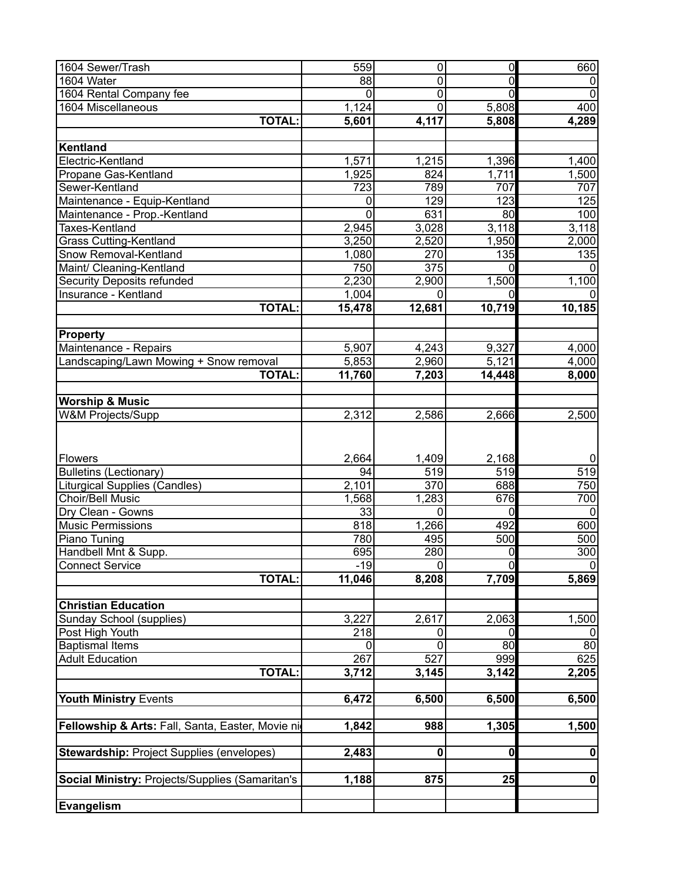| | | | | |
|---|---|---|---|---|
| 1604 Sewer/Trash | 559 | 0 | 0 | 660 |
| 1604 Water | 88 | 0 | 0 | 0 |
| 1604 Rental Company fee | 0 | 0 | 0 | 0 |
| 1604 Miscellaneous | 1,124 | 0 | 5,808 | 400 |
| **TOTAL:** | **5,601** | **4,117** | **5,808** | **4,289** |
| | | | | |
| **Kentland** | | | | |
| Electric-Kentland | 1,571 | 1,215 | 1,396 | 1,400 |
| Propane Gas-Kentland | 1,925 | 824 | 1,711 | 1,500 |
| Sewer-Kentland | 723 | 789 | 707 | 707 |
| Maintenance - Equip-Kentland | 0 | 129 | 123 | 125 |
| Maintenance - Prop.-Kentland | 0 | 631 | 80 | 100 |
| Taxes-Kentland | 2,945 | 3,028 | 3,118 | 3,118 |
| Grass Cutting-Kentland | 3,250 | 2,520 | 1,950 | 2,000 |
| Snow Removal-Kentland | 1,080 | 270 | 135 | 135 |
| Maint/ Cleaning-Kentland | 750 | 375 | 0 | 0 |
| Security Deposits refunded | 2,230 | 2,900 | 1,500 | 1,100 |
| Insurance - Kentland | 1,004 | 0 | 0 | 0 |
| **TOTAL:** | **15,478** | **12,681** | **10,719** | **10,185** |
| | | | | |
| **Property** | | | | |
| Maintenance - Repairs | 5,907 | 4,243 | 9,327 | 4,000 |
| Landscaping/Lawn Mowing + Snow removal | 5,853 | 2,960 | 5,121 | 4,000 |
| **TOTAL:** | **11,760** | **7,203** | **14,448** | **8,000** |
| | | | | |
| **Worship & Music** | | | | |
| W&M Projects/Supp | 2,312 | 2,586 | 2,666 | 2,500 |
| Flowers | 2,664 | 1,409 | 2,168 | 0 |
| Bulletins (Lectionary) | 94 | 519 | 519 | 519 |
| Liturgical Supplies (Candles) | 2,101 | 370 | 688 | 750 |
| Choir/Bell Music | 1,568 | 1,283 | 676 | 700 |
| Dry Clean - Gowns | 33 | 0 | 0 | 0 |
| Music Permissions | 818 | 1,266 | 492 | 600 |
| Piano Tuning | 780 | 495 | 500 | 500 |
| Handbell Mnt & Supp. | 695 | 280 | 0 | 300 |
| Connect Service | -19 | 0 | 0 | 0 |
| **TOTAL:** | **11,046** | **8,208** | **7,709** | **5,869** |
| | | | | |
| **Christian Education** | | | | |
| Sunday School (supplies) | 3,227 | 2,617 | 2,063 | 1,500 |
| Post High Youth | 218 | 0 | 0 | 0 |
| Baptismal Items | 0 | 0 | 80 | 80 |
| Adult Education | 267 | 527 | 999 | 625 |
| **TOTAL:** | **3,712** | **3,145** | **3,142** | **2,205** |
| | | | | |
| **Youth Ministry** Events | **6,472** | **6,500** | **6,500** | **6,500** |
| | | | | |
| **Fellowship & Arts:** Fall, Santa, Easter, Movie ni | **1,842** | **988** | **1,305** | **1,500** |
| | | | | |
| **Stewardship:** Project Supplies (envelopes) | **2,483** | **0** | **0** | **0** |
| | | | | |
| **Social Ministry:** Projects/Supplies (Samaritan's | **1,188** | **875** | **25** | **0** |
| | | | | |
| **Evangelism** | | | | |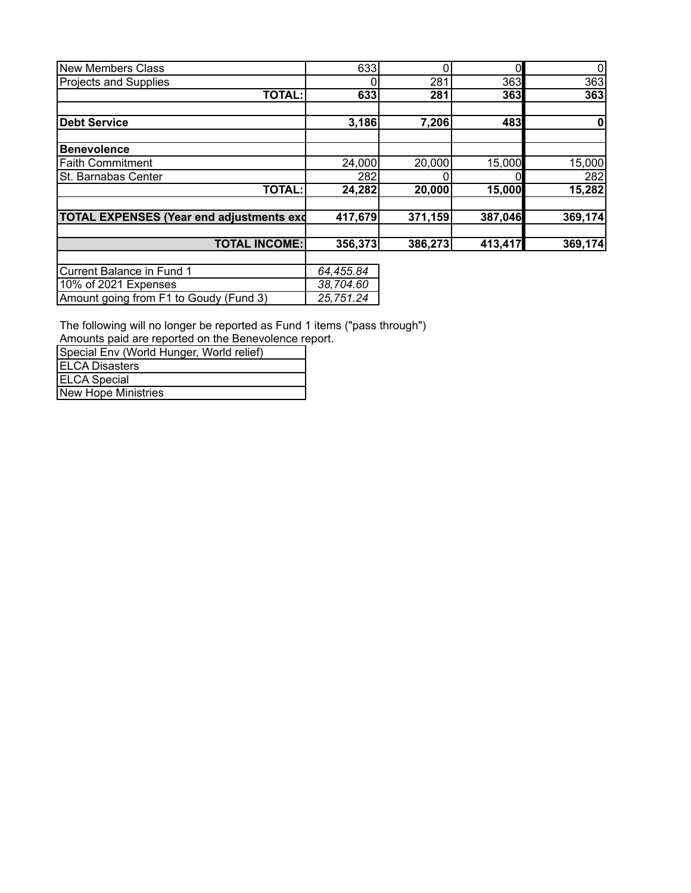| | | | | |
|---|---|---|---|---|
| New Members Class | 633 | 0 | 0 | 0 |
| Projects and Supplies | 0 | 281 | 363 | 363 |
| **TOTAL:** | **633** | **281** | **363** | **363** |
| | | | | |
| **Debt Service** | **3,186** | **7,206** | **483** | **0** |
| | | | | |
| **Benevolence** | | | | |
| Faith Commitment | 24,000 | 20,000 | 15,000 | 15,000 |
| St. Barnabas Center | 282 | 0 | 0 | 282 |
| **TOTAL:** | **24,282** | **20,000** | **15,000** | **15,282** |
| | | | | |
| **TOTAL EXPENSES (Year end adjustments exc** | **417,679** | **371,159** | **387,046** | **369,174** |
| | | | | |
| **TOTAL INCOME:** | **356,373** | **386,273** | **413,417** | **369,174** |

| | |
|---|---|
| Current Balance in Fund 1 | *64,455.84* |
| 10% of 2021 Expenses | *38,704.60* |
| Amount going from F1 to Goudy (Fund 3) | *25,751.24* |

The following will no longer be reported as Fund 1 items ("pass through")
Amounts paid are reported on the Benevolence report.

| |
|---|
| Special Env (World Hunger, World relief) |
| ELCA Disasters |
| ELCA Special |
| New Hope Ministries |